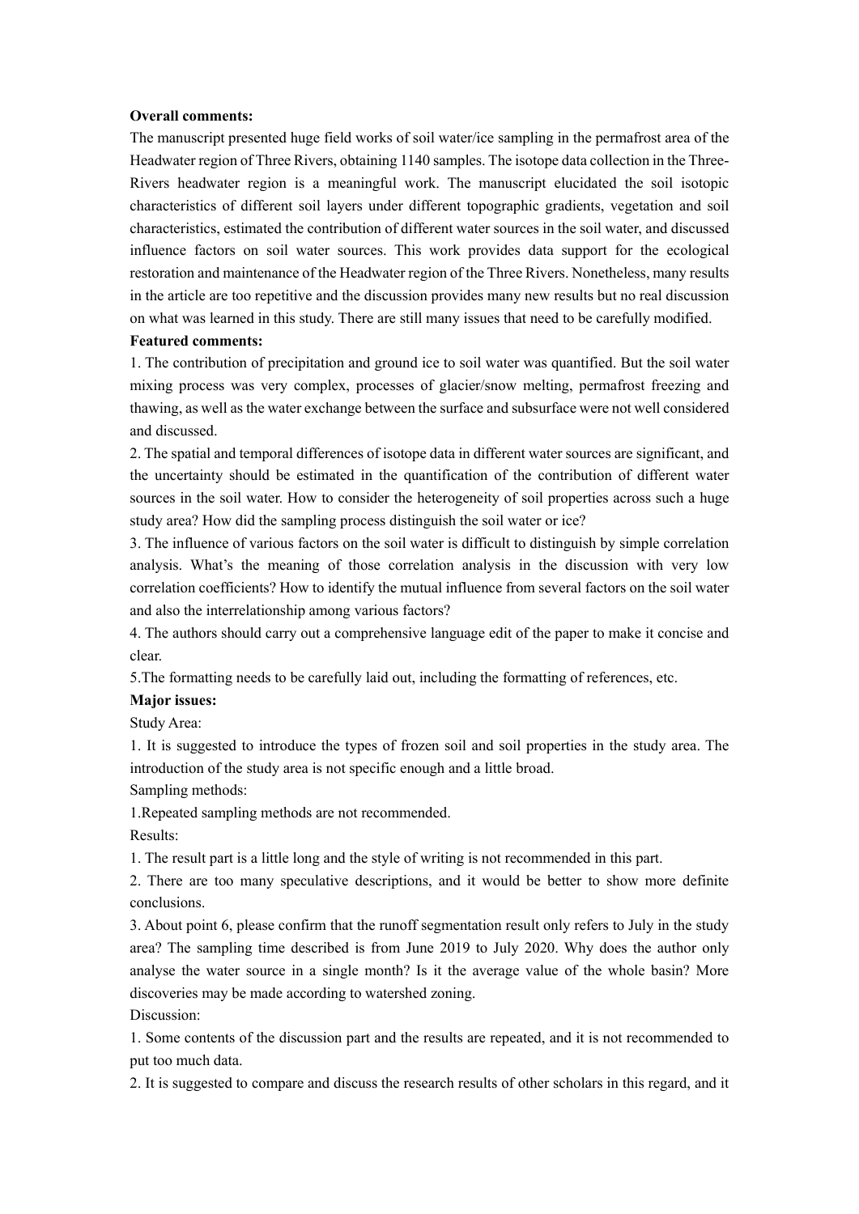**Overall comments:**

The manuscript presented huge field works of soil water/ice sampling in the permafrost area of the Headwater region of Three Rivers, obtaining 1140 samples. The isotope data collection in the Three-Rivers headwater region is a meaningful work. The manuscript elucidated the soil isotopic characteristics of different soil layers under different topographic gradients, vegetation and soil characteristics, estimated the contribution of different water sources in the soil water, and discussed influence factors on soil water sources. This work provides data support for the ecological restoration and maintenance of the Headwater region of the Three Rivers. Nonetheless, many results in the article are too repetitive and the discussion provides many new results but no real discussion on what was learned in this study. There are still many issues that need to be carefully modified.

**Featured comments:**

1. The contribution of precipitation and ground ice to soil water was quantified. But the soil water mixing process was very complex, processes of glacier/snow melting, permafrost freezing and thawing, as well as the water exchange between the surface and subsurface were not well considered and discussed.
2. The spatial and temporal differences of isotope data in different water sources are significant, and the uncertainty should be estimated in the quantification of the contribution of different water sources in the soil water. How to consider the heterogeneity of soil properties across such a huge study area? How did the sampling process distinguish the soil water or ice?
3. The influence of various factors on the soil water is difficult to distinguish by simple correlation analysis. What's the meaning of those correlation analysis in the discussion with very low correlation coefficients? How to identify the mutual influence from several factors on the soil water and also the interrelationship among various factors?
4. The authors should carry out a comprehensive language edit of the paper to make it concise and clear.
5. The formatting needs to be carefully laid out, including the formatting of references, etc.

**Major issues:**

Study Area:

1. It is suggested to introduce the types of frozen soil and soil properties in the study area. The introduction of the study area is not specific enough and a little broad.

Sampling methods:

1. Repeated sampling methods are not recommended.

Results:

1. The result part is a little long and the style of writing is not recommended in this part.
2. There are too many speculative descriptions, and it would be better to show more definite conclusions.
3. About point 6, please confirm that the runoff segmentation result only refers to July in the study area? The sampling time described is from June 2019 to July 2020. Why does the author only analyse the water source in a single month? Is it the average value of the whole basin? More discoveries may be made according to watershed zoning.

Discussion:

1. Some contents of the discussion part and the results are repeated, and it is not recommended to put too much data.
2. It is suggested to compare and discuss the research results of other scholars in this regard, and it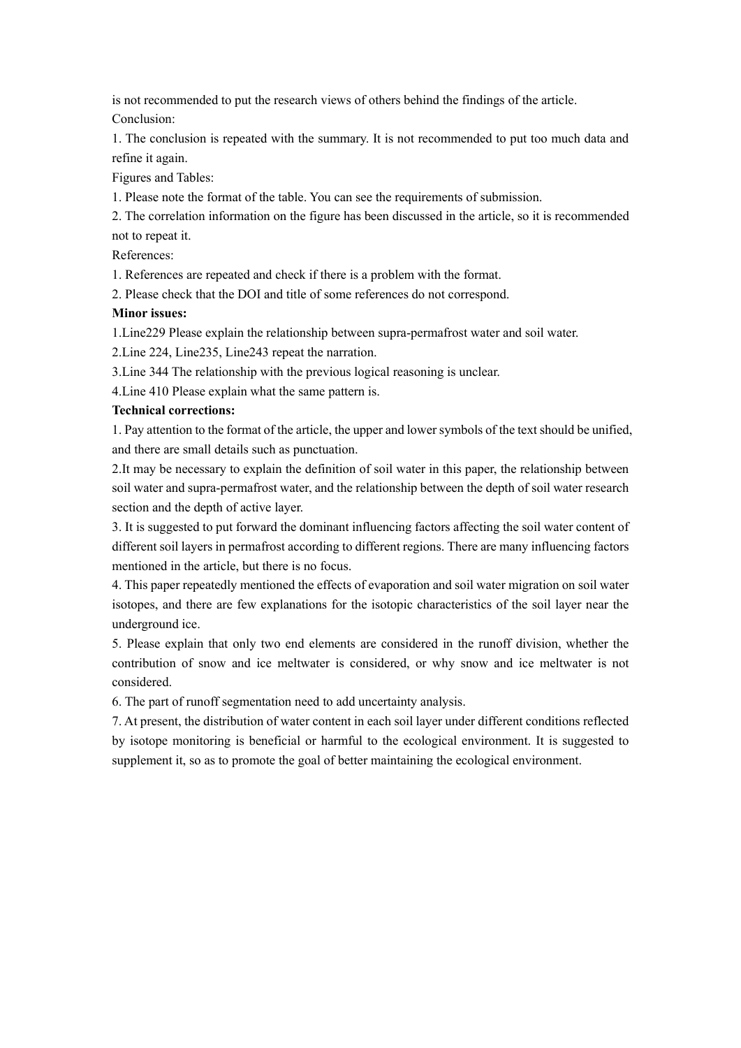is not recommended to put the research views of others behind the findings of the article.

Conclusion:

1. The conclusion is repeated with the summary. It is not recommended to put too much data and refine it again.

Figures and Tables:

1. Please note the format of the table. You can see the requirements of submission.
2. The correlation information on the figure has been discussed in the article, so it is recommended not to repeat it.

References:

1. References are repeated and check if there is a problem with the format.
2. Please check that the DOI and title of some references do not correspond.

**Minor issues:**

1.Line229 Please explain the relationship between supra-permafrost water and soil water.

2.Line 224, Line235, Line243 repeat the narration.

3.Line 344 The relationship with the previous logical reasoning is unclear.

4.Line 410 Please explain what the same pattern is.

**Technical corrections:**

1. Pay attention to the format of the article, the upper and lower symbols of the text should be unified, and there are small details such as punctuation.

2.It may be necessary to explain the definition of soil water in this paper, the relationship between soil water and supra-permafrost water, and the relationship between the depth of soil water research section and the depth of active layer.

3. It is suggested to put forward the dominant influencing factors affecting the soil water content of different soil layers in permafrost according to different regions. There are many influencing factors mentioned in the article, but there is no focus.

4. This paper repeatedly mentioned the effects of evaporation and soil water migration on soil water isotopes, and there are few explanations for the isotopic characteristics of the soil layer near the underground ice.

5. Please explain that only two end elements are considered in the runoff division, whether the contribution of snow and ice meltwater is considered, or why snow and ice meltwater is not considered.

6. The part of runoff segmentation need to add uncertainty analysis.

7. At present, the distribution of water content in each soil layer under different conditions reflected by isotope monitoring is beneficial or harmful to the ecological environment. It is suggested to supplement it, so as to promote the goal of better maintaining the ecological environment.